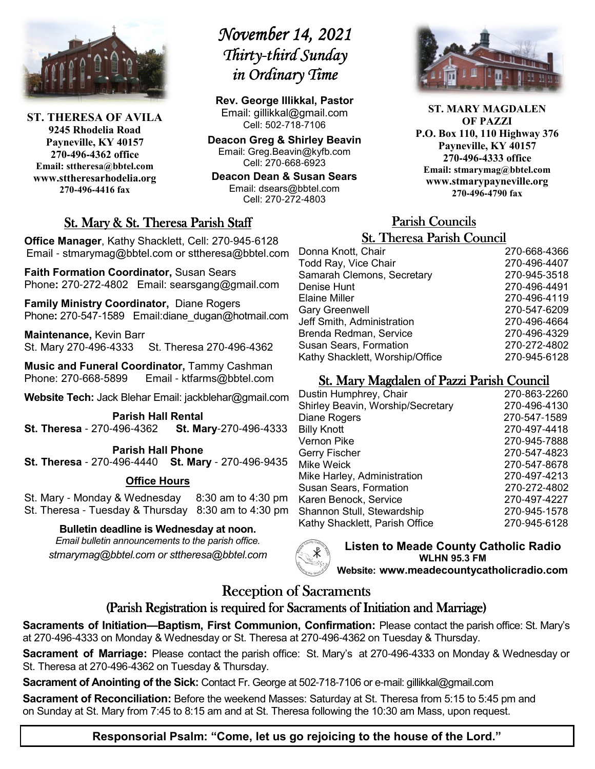# November 14, 2021
## Thirty-third Sunday in Ordinary Time

**ST. THERESA OF AVILA**
**9245 Rhodelia Road**
**Payneville, KY 40157**
**270-496-4362 office**
**Email: sttheresa@bbtel.com**
**www.sttheresarhodelia.org**
**270-496-4416 fax**

**Rev. George Illikkal, Pastor**
Email: gillikkal@gmail.com
Cell: 502-718-7106

**Deacon Greg & Shirley Beavin**
Email: Greg.Beavin@kyfb.com
Cell: 270-668-6923

**Deacon Dean & Susan Sears**
Email: dsears@bbtel.com
Cell: 270-272-4803

**ST. MARY MAGDALEN OF PAZZI**
**P.O. Box 110, 110 Highway 376**
**Payneville, KY 40157**
**270-496-4333 office**
**Email: stmarymag@bbtel.com**
**www.stmarypayneville.org**
**270-496-4790 fax**

## St. Mary & St. Theresa Parish Staff

**Office Manager**, Kathy Shacklett, Cell: 270-945-6128
Email - stmarymag@bbtel.com or sttheresa@bbtel.com

**Faith Formation Coordinator,** Susan Sears
Phone**:** 270-272-4802 Email: searsgang@gmail.com

**Family Ministry Coordinator,** Diane Rogers
Phone**:** 270-547-1589 Email:diane_dugan@hotmail.com

**Maintenance,** Kevin Barr
St. Mary 270-496-4333 St. Theresa 270-496-4362

**Music and Funeral Coordinator,** Tammy Cashman
Phone: 270-668-5899 Email - ktfarms@bbtel.com

**Website Tech:** Jack Blehar Email: jackblehar@gmail.com

**Parish Hall Rental**
**St. Theresa** - 270-496-4362 **St. Mary**-270-496-4333

**Parish Hall Phone**
**St. Theresa** - 270-496-4440 **St. Mary** - 270-496-9435

**Office Hours**

St. Mary - Monday & Wednesday 8:30 am to 4:30 pm
St. Theresa - Tuesday & Thursday 8:30 am to 4:30 pm

**Bulletin deadline is Wednesday at noon.**
*Email bulletin announcements to the parish office.*
*stmarymag@bbtel.com or sttheresa@bbtel.com*

## Parish Councils

### St. Theresa Parish Council

| | |
|---|---|
| Donna Knott, Chair | 270-668-4366 |
| Todd Ray, Vice Chair | 270-496-4407 |
| Samarah Clemons, Secretary | 270-945-3518 |
| Denise Hunt | 270-496-4491 |
| Elaine Miller | 270-496-4119 |
| Gary Greenwell | 270-547-6209 |
| Jeff Smith, Administration | 270-496-4664 |
| Brenda Redman, Service | 270-496-4329 |
| Susan Sears, Formation | 270-272-4802 |
| Kathy Shacklett, Worship/Office | 270-945-6128 |

### St. Mary Magdalen of Pazzi Parish Council

| | |
|---|---|
| Dustin Humphrey, Chair | 270-863-2260 |
| Shirley Beavin, Worship/Secretary | 270-496-4130 |
| Diane Rogers | 270-547-1589 |
| Billy Knott | 270-497-4418 |
| Vernon Pike | 270-945-7888 |
| Gerry Fischer | 270-547-4823 |
| Mike Weick | 270-547-8678 |
| Mike Harley, Administration | 270-497-4213 |
| Susan Sears, Formation | 270-272-4802 |
| Karen Benock, Service | 270-497-4227 |
| Shannon Stull, Stewardship | 270-945-1578 |
| Kathy Shacklett, Parish Office | 270-945-6128 |

**Listen to Meade County Catholic Radio**
**WLHN 95.3 FM**
**Website: www.meadecountycatholicradio.com**

## Reception of Sacraments
### (Parish Registration is required for Sacraments of Initiation and Marriage)

**Sacraments of Initiation—Baptism, First Communion, Confirmation:** Please contact the parish office: St. Mary's at 270-496-4333 on Monday & Wednesday or St. Theresa at 270-496-4362 on Tuesday & Thursday.

**Sacrament of Marriage:** Please contact the parish office: St. Mary's at 270-496-4333 on Monday & Wednesday or St. Theresa at 270-496-4362 on Tuesday & Thursday.

**Sacrament of Anointing of the Sick:** Contact Fr. George at 502-718-7106 or e-mail: gillikkal@gmail.com

**Sacrament of Reconciliation:** Before the weekend Masses: Saturday at St. Theresa from 5:15 to 5:45 pm and on Sunday at St. Mary from 7:45 to 8:15 am and at St. Theresa following the 10:30 am Mass, upon request.

**Responsorial Psalm: "Come, let us go rejoicing to the house of the Lord."**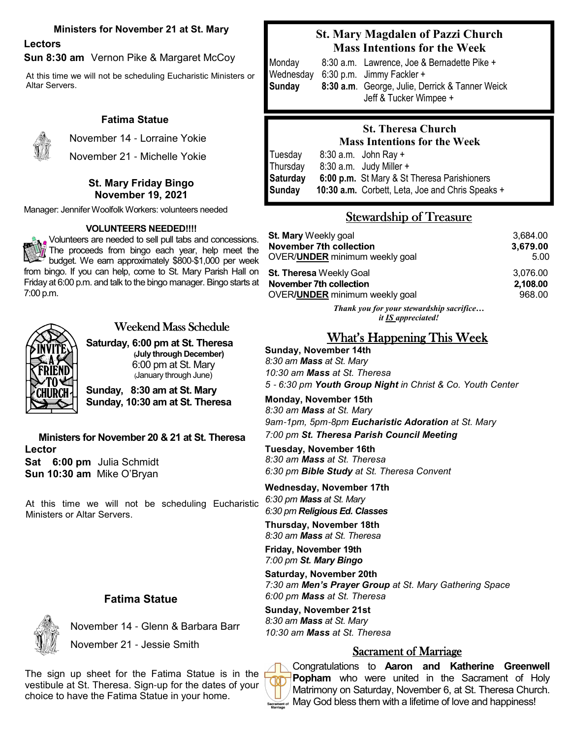### Ministers for November 21 at St. Mary

**Lectors**

**Sun 8:30 am** Vernon Pike & Margaret McCoy

At this time we will not be scheduling Eucharistic Ministers or Altar Servers.

### Fatima Statue

November 14 - Lorraine Yokie

November 21 - Michelle Yokie

### St. Mary Friday Bingo
### November 19, 2021

Manager: Jennifer Woolfolk Workers: volunteers needed

**VOLUNTEERS NEEDED!!!!**

Volunteers are needed to sell pull tabs and concessions. The proceeds from bingo each year, help meet the budget. We earn approximately $800-$1,000 per week from bingo. If you can help, come to St. Mary Parish Hall on Friday at 6:00 p.m. and talk to the bingo manager. Bingo starts at 7:00 p.m.

## Weekend Mass Schedule

**Saturday, 6:00 pm at St. Theresa**
**(July through December)**
6:00 pm at St. Mary
(January through June)

**Sunday, 8:30 am at St. Mary**
**Sunday, 10:30 am at St. Theresa**

### Ministers for November 20 & 21 at St. Theresa

**Lector**

**Sat 6:00 pm** Julia Schmidt
**Sun 10:30 am** Mike O'Bryan

At this time we will not be scheduling Eucharistic Ministers or Altar Servers.

### Fatima Statue

November 14 - Glenn & Barbara Barr

November 21 - Jessie Smith

The sign up sheet for the Fatima Statue is in the vestibule at St. Theresa. Sign-up for the dates of your choice to have the Fatima Statue in your home.

## St. Mary Magdalen of Pazzi Church
## Mass Intentions for the Week

| | | |
|---|---|---|
| Monday | 8:30 a.m. | Lawrence, Joe & Bernadette Pike + |
| Wednesday | 6:30 p.m. | Jimmy Fackler + |
| **Sunday** | **8:30 a.m**. | George, Julie, Derrick & Tanner Weick Jeff & Tucker Wimpee + |

## St. Theresa Church
## Mass Intentions for the Week

| | | |
|---|---|---|
| Tuesday | 8:30 a.m. | John Ray + |
| Thursday | 8:30 a.m. | Judy Miller + |
| **Saturday** | **6:00 p.m.** | St Mary & St Theresa Parishioners |
| **Sunday** | **10:30 a.m.** | Corbett, Leta, Joe and Chris Speaks + |

## Stewardship of Treasure

| | |
|---|---|
| **St. Mary** Weekly goal | 3,684.00 |
| **November 7th collection** | **3,679.00** |
| OVER/**UNDER** minimum weekly goal | 5.00 |
| **St. Theresa** Weekly Goal | 3,076.00 |
| **November 7th collection** | **2,108.00** |
| OVER/**UNDER** minimum weekly goal | 968.00 |

***Thank you for your stewardship sacrifice… it IS appreciated!***

## What's Happening This Week

**Sunday, November 14th**
*8:30 am **Mass** at St. Mary*
*10:30 am **Mass** at St. Theresa*
*5 - 6:30 pm **Youth Group Night** in Christ & Co. Youth Center*

**Monday, November 15th**
*8:30 am **Mass** at St. Mary*
*9am-1pm, 5pm-8pm **Eucharistic Adoration** at St. Mary*
*7:00 pm **St. Theresa Parish Council Meeting***

**Tuesday, November 16th**
*8:30 am **Mass** at St. Theresa*
*6:30 pm **Bible Study** at St. Theresa Convent*

**Wednesday, November 17th**
*6:30 pm **Mass** at St. Mary*
*6:30 pm **Religious Ed. Classes***

**Thursday, November 18th**
*8:30 am **Mass** at St. Theresa*

**Friday, November 19th**
*7:00 pm **St. Mary Bingo***

**Saturday, November 20th**
*7:30 am **Men's Prayer Group** at St. Mary Gathering Space*
*6:00 pm **Mass** at St. Theresa*

**Sunday, November 21st**
*8:30 am **Mass** at St. Mary*
*10:30 am **Mass** at St. Theresa*

## Sacrament of Marriage

Congratulations to **Aaron and Katherine Greenwell Popham** who were united in the Sacrament of Holy Matrimony on Saturday, November 6, at St. Theresa Church. May God bless them with a lifetime of love and happiness!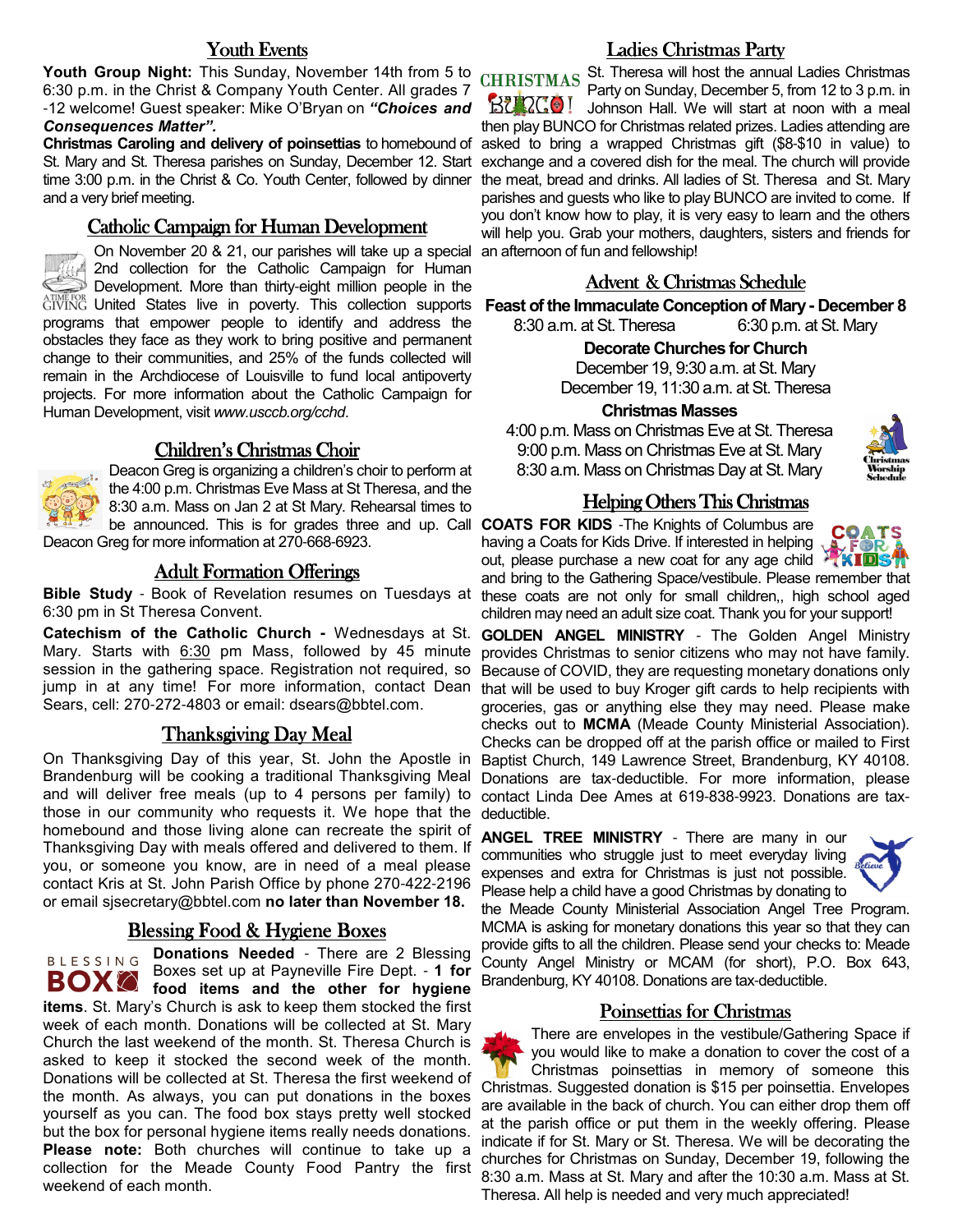## Youth Events

**Youth Group Night:** This Sunday, November 14th from 5 to 6:30 p.m. in the Christ & Company Youth Center. All grades 7 -12 welcome! Guest speaker: Mike O'Bryan on ***"Choices and Consequences Matter".***

**Christmas Caroling and delivery of poinsettias** to homebound of St. Mary and St. Theresa parishes on Sunday, December 12. Start time 3:00 p.m. in the Christ & Co. Youth Center, followed by dinner and a very brief meeting.

## Catholic Campaign for Human Development

On November 20 & 21, our parishes will take up a special 2nd collection for the Catholic Campaign for Human Development. More than thirty-eight million people in the United States live in poverty. This collection supports programs that empower people to identify and address the obstacles they face as they work to bring positive and permanent change to their communities, and 25% of the funds collected will remain in the Archdiocese of Louisville to fund local antipoverty projects. For more information about the Catholic Campaign for Human Development, visit *www.usccb.org/cchd*.

## Children's Christmas Choir

Deacon Greg is organizing a children's choir to perform at the 4:00 p.m. Christmas Eve Mass at St Theresa, and the 8:30 a.m. Mass on Jan 2 at St Mary. Rehearsal times to be announced. This is for grades three and up. Call Deacon Greg for more information at 270-668-6923.

## Adult Formation Offerings

**Bible Study** - Book of Revelation resumes on Tuesdays at 6:30 pm in St Theresa Convent.

**Catechism of the Catholic Church -** Wednesdays at St. Mary. Starts with 6:30 pm Mass, followed by 45 minute session in the gathering space. Registration not required, so jump in at any time! For more information, contact Dean Sears, cell: 270-272-4803 or email: dsears@bbtel.com.

## Thanksgiving Day Meal

On Thanksgiving Day of this year, St. John the Apostle in Brandenburg will be cooking a traditional Thanksgiving Meal and will deliver free meals (up to 4 persons per family) to those in our community who requests it. We hope that the homebound and those living alone can recreate the spirit of Thanksgiving Day with meals offered and delivered to them. If you, or someone you know, are in need of a meal please contact Kris at St. John Parish Office by phone 270-422-2196 or email sjsecretary@bbtel.com **no later than November 18.**

## Blessing Food & Hygiene Boxes

**Donations Needed** - There are 2 Blessing Boxes set up at Payneville Fire Dept. - **1 for food items and the other for hygiene items**. St. Mary's Church is ask to keep them stocked the first week of each month. Donations will be collected at St. Mary Church the last weekend of the month. St. Theresa Church is asked to keep it stocked the second week of the month. Donations will be collected at St. Theresa the first weekend of the month. As always, you can put donations in the boxes yourself as you can. The food box stays pretty well stocked but the box for personal hygiene items really needs donations. **Please note:** Both churches will continue to take up a collection for the Meade County Food Pantry the first weekend of each month.

## Ladies Christmas Party

St. Theresa will host the annual Ladies Christmas Party on Sunday, December 5, from 12 to 3 p.m. in Johnson Hall. We will start at noon with a meal then play BUNCO for Christmas related prizes. Ladies attending are asked to bring a wrapped Christmas gift ($8-$10 in value) to exchange and a covered dish for the meal. The church will provide the meat, bread and drinks. All ladies of St. Theresa and St. Mary parishes and guests who like to play BUNCO are invited to come. If you don't know how to play, it is very easy to learn and the others will help you. Grab your mothers, daughters, sisters and friends for an afternoon of fun and fellowship!

## Advent & Christmas Schedule

**Feast of the Immaculate Conception of Mary - December 8**

8:30 a.m. at St. Theresa 6:30 p.m. at St. Mary

**Decorate Churches for Church**

December 19, 9:30 a.m. at St. Mary

December 19, 11:30 a.m. at St. Theresa

**Christmas Masses**

4:00 p.m. Mass on Christmas Eve at St. Theresa

9:00 p.m. Mass on Christmas Eve at St. Mary

8:30 a.m. Mass on Christmas Day at St. Mary

## Helping Others This Christmas

**COATS FOR KIDS** -The Knights of Columbus are having a Coats for Kids Drive. If interested in helping out, please purchase a new coat for any age child and bring to the Gathering Space/vestibule. Please remember that these coats are not only for small children,, high school aged children may need an adult size coat. Thank you for your support!

**GOLDEN ANGEL MINISTRY** - The Golden Angel Ministry provides Christmas to senior citizens who may not have family. Because of COVID, they are requesting monetary donations only that will be used to buy Kroger gift cards to help recipients with groceries, gas or anything else they may need. Please make checks out to **MCMA** (Meade County Ministerial Association). Checks can be dropped off at the parish office or mailed to First Baptist Church, 149 Lawrence Street, Brandenburg, KY 40108. Donations are tax-deductible. For more information, please contact Linda Dee Ames at 619-838-9923. Donations are tax-deductible.

**ANGEL TREE MINISTRY** - There are many in our communities who struggle just to meet everyday living expenses and extra for Christmas is just not possible. Please help a child have a good Christmas by donating to the Meade County Ministerial Association Angel Tree Program. MCMA is asking for monetary donations this year so that they can provide gifts to all the children. Please send your checks to: Meade County Angel Ministry or MCAM (for short), P.O. Box 643, Brandenburg, KY 40108. Donations are tax-deductible.

## Poinsettias for Christmas

There are envelopes in the vestibule/Gathering Space if you would like to make a donation to cover the cost of a Christmas poinsettias in memory of someone this Christmas. Suggested donation is $15 per poinsettia. Envelopes are available in the back of church. You can either drop them off at the parish office or put them in the weekly offering. Please indicate if for St. Mary or St. Theresa. We will be decorating the churches for Christmas on Sunday, December 19, following the 8:30 a.m. Mass at St. Mary and after the 10:30 a.m. Mass at St. Theresa. All help is needed and very much appreciated!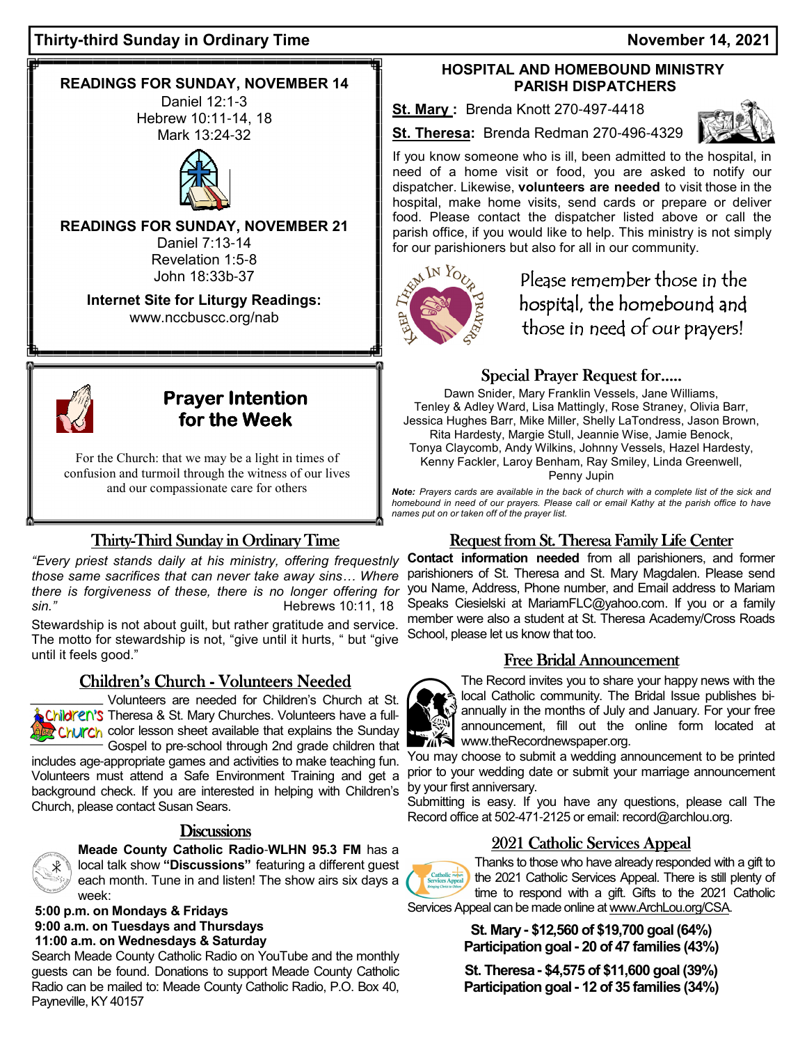**Thirty-third Sunday in Ordinary Time** **November 14, 2021**

## READINGS FOR SUNDAY, NOVEMBER 14

Daniel 12:1-3
Hebrew 10:11-14, 18
Mark 13:24-32

## READINGS FOR SUNDAY, NOVEMBER 21

Daniel 7:13-14
Revelation 1:5-8
John 18:33b-37

**Internet Site for Liturgy Readings:**
www.nccbuscc.org/nab

## Prayer Intention for the Week

For the Church: that we may be a light in times of confusion and turmoil through the witness of our lives and our compassionate care for others

## Thirty-Third Sunday in Ordinary Time

*"Every priest stands daily at his ministry, offering frequestnly those same sacrifices that can never take away sins… Where there is forgiveness of these, there is no longer offering for sin."* Hebrews 10:11, 18

Stewardship is not about guilt, but rather gratitude and service. The motto for stewardship is not, "give until it hurts, " but "give until it feels good."

## Children's Church - Volunteers Needed

Volunteers are needed for Children's Church at St. Theresa & St. Mary Churches. Volunteers have a full-color lesson sheet available that explains the Sunday Gospel to pre-school through 2nd grade children that includes age-appropriate games and activities to make teaching fun. Volunteers must attend a Safe Environment Training and get a background check. If you are interested in helping with Children's Church, please contact Susan Sears.

## Discussions

**Meade County Catholic Radio**-**WLHN 95.3 FM** has a local talk show **"Discussions"** featuring a different guest each month. Tune in and listen! The show airs six days a week:

**5:00 p.m. on Mondays & Fridays**
**9:00 a.m. on Tuesdays and Thursdays**
**11:00 a.m. on Wednesdays & Saturday**

Search Meade County Catholic Radio on YouTube and the monthly guests can be found. Donations to support Meade County Catholic Radio can be mailed to: Meade County Catholic Radio, P.O. Box 40, Payneville, KY 40157

## HOSPITAL AND HOMEBOUND MINISTRY PARISH DISPATCHERS

**St. Mary :** Brenda Knott 270-497-4418

**St. Theresa:** Brenda Redman 270-496-4329

If you know someone who is ill, been admitted to the hospital, in need of a home visit or food, you are asked to notify our dispatcher. Likewise, **volunteers are needed** to visit those in the hospital, make home visits, send cards or prepare or deliver food. Please contact the dispatcher listed above or call the parish office, if you would like to help. This ministry is not simply for our parishioners but also for all in our community.

Please remember those in the hospital, the homebound and those in need of our prayers!

## Special Prayer Request for.....

Dawn Snider, Mary Franklin Vessels, Jane Williams, Tenley & Adley Ward, Lisa Mattingly, Rose Straney, Olivia Barr, Jessica Hughes Barr, Mike Miller, Shelly LaTondress, Jason Brown, Rita Hardesty, Margie Stull, Jeannie Wise, Jamie Benock, Tonya Claycomb, Andy Wilkins, Johnny Vessels, Hazel Hardesty, Kenny Fackler, Laroy Benham, Ray Smiley, Linda Greenwell, Penny Jupin

***Note:** Prayers cards are available in the back of church with a complete list of the sick and homebound in need of our prayers. Please call or email Kathy at the parish office to have names put on or taken off of the prayer list.*

## Request from St. Theresa Family Life Center

**Contact information needed** from all parishioners, and former parishioners of St. Theresa and St. Mary Magdalen. Please send you Name, Address, Phone number, and Email address to Mariam Speaks Ciesielski at MariamFLC@yahoo.com. If you or a family member were also a student at St. Theresa Academy/Cross Roads School, please let us know that too.

## Free Bridal Announcement

The Record invites you to share your happy news with the local Catholic community. The Bridal Issue publishes bi-annually in the months of July and January. For your free announcement, fill out the online form located at www.theRecordnewspaper.org.

You may choose to submit a wedding announcement to be printed prior to your wedding date or submit your marriage announcement by your first anniversary.

Submitting is easy. If you have any questions, please call The Record office at 502-471-2125 or email: record@archlou.org.

## 2021 Catholic Services Appeal

Thanks to those who have already responded with a gift to the 2021 Catholic Services Appeal. There is still plenty of time to respond with a gift. Gifts to the 2021 Catholic Services Appeal can be made online at www.ArchLou.org/CSA.

**St. Mary - $12,560 of $19,700 goal (64%)**
**Participation goal - 20 of 47 families (43%)**

**St. Theresa - $4,575 of $11,600 goal (39%)**
**Participation goal - 12 of 35 families (34%)**